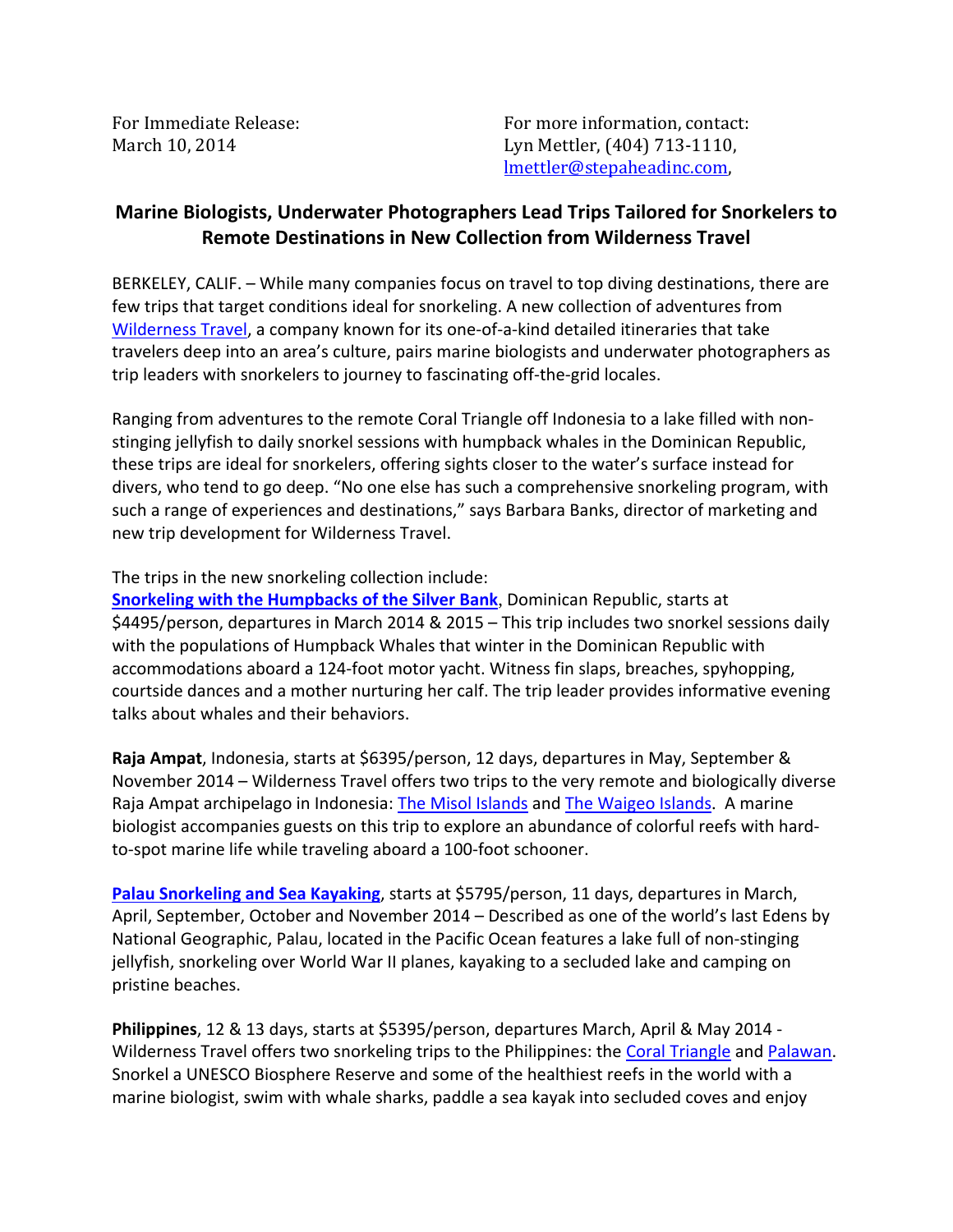For Immediate Release:
March 10, 2014

For more information, contact:
Lyn Mettler, (404) 713-1110,
lmettler@stepaheadinc.com,

## Marine Biologists, Underwater Photographers Lead Trips Tailored for Snorkelers to Remote Destinations in New Collection from Wilderness Travel

BERKELEY, CALIF. – While many companies focus on travel to top diving destinations, there are few trips that target conditions ideal for snorkeling. A new collection of adventures from Wilderness Travel, a company known for its one-of-a-kind detailed itineraries that take travelers deep into an area's culture, pairs marine biologists and underwater photographers as trip leaders with snorkelers to journey to fascinating off-the-grid locales.

Ranging from adventures to the remote Coral Triangle off Indonesia to a lake filled with non-stinging jellyfish to daily snorkel sessions with humpback whales in the Dominican Republic, these trips are ideal for snorkelers, offering sights closer to the water's surface instead for divers, who tend to go deep. "No one else has such a comprehensive snorkeling program, with such a range of experiences and destinations," says Barbara Banks, director of marketing and new trip development for Wilderness Travel.

The trips in the new snorkeling collection include:

**Snorkeling with the Humpbacks of the Silver Bank**, Dominican Republic, starts at $4495/person, departures in March 2014 & 2015 – This trip includes two snorkel sessions daily with the populations of Humpback Whales that winter in the Dominican Republic with accommodations aboard a 124-foot motor yacht. Witness fin slaps, breaches, spyhopping, courtside dances and a mother nurturing her calf. The trip leader provides informative evening talks about whales and their behaviors.

**Raja Ampat**, Indonesia, starts at $6395/person, 12 days, departures in May, September & November 2014 – Wilderness Travel offers two trips to the very remote and biologically diverse Raja Ampat archipelago in Indonesia: The Misol Islands and The Waigeo Islands. A marine biologist accompanies guests on this trip to explore an abundance of colorful reefs with hard-to-spot marine life while traveling aboard a 100-foot schooner.

**Palau Snorkeling and Sea Kayaking**, starts at $5795/person, 11 days, departures in March, April, September, October and November 2014 – Described as one of the world's last Edens by National Geographic, Palau, located in the Pacific Ocean features a lake full of non-stinging jellyfish, snorkeling over World War II planes, kayaking to a secluded lake and camping on pristine beaches.

**Philippines**, 12 & 13 days, starts at $5395/person, departures March, April & May 2014 - Wilderness Travel offers two snorkeling trips to the Philippines: the Coral Triangle and Palawan. Snorkel a UNESCO Biosphere Reserve and some of the healthiest reefs in the world with a marine biologist, swim with whale sharks, paddle a sea kayak into secluded coves and enjoy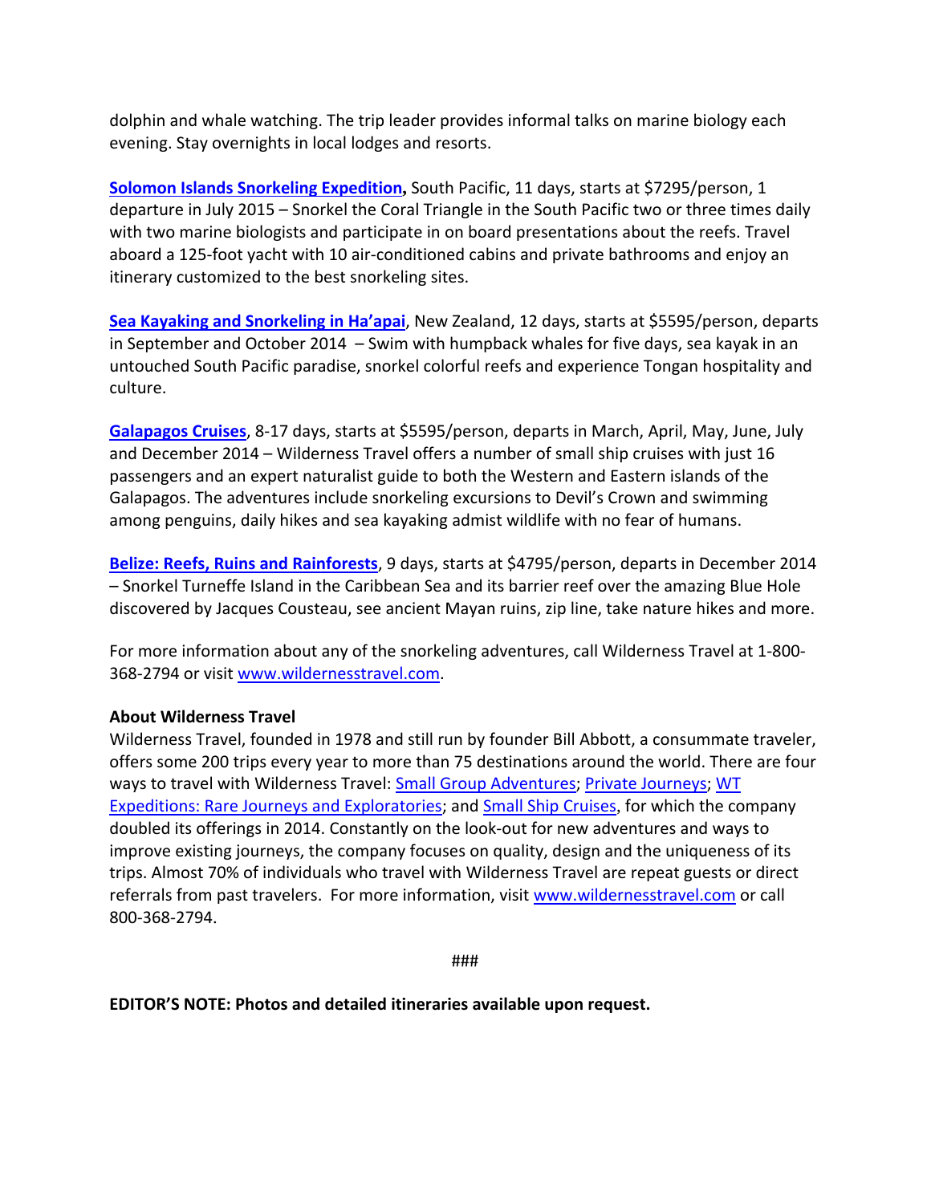dolphin and whale watching. The trip leader provides informal talks on marine biology each evening. Stay overnights in local lodges and resorts.

**Solomon Islands Snorkeling Expedition,** South Pacific, 11 days, starts at $7295/person, 1 departure in July 2015 – Snorkel the Coral Triangle in the South Pacific two or three times daily with two marine biologists and participate in on board presentations about the reefs. Travel aboard a 125-foot yacht with 10 air-conditioned cabins and private bathrooms and enjoy an itinerary customized to the best snorkeling sites.

**Sea Kayaking and Snorkeling in Ha'apai**, New Zealand, 12 days, starts at $5595/person, departs in September and October 2014 – Swim with humpback whales for five days, sea kayak in an untouched South Pacific paradise, snorkel colorful reefs and experience Tongan hospitality and culture.

**Galapagos Cruises**, 8-17 days, starts at $5595/person, departs in March, April, May, June, July and December 2014 – Wilderness Travel offers a number of small ship cruises with just 16 passengers and an expert naturalist guide to both the Western and Eastern islands of the Galapagos. The adventures include snorkeling excursions to Devil's Crown and swimming among penguins, daily hikes and sea kayaking admist wildlife with no fear of humans.

**Belize: Reefs, Ruins and Rainforests**, 9 days, starts at $4795/person, departs in December 2014 – Snorkel Turneffe Island in the Caribbean Sea and its barrier reef over the amazing Blue Hole discovered by Jacques Cousteau, see ancient Mayan ruins, zip line, take nature hikes and more.

For more information about any of the snorkeling adventures, call Wilderness Travel at 1-800-368-2794 or visit www.wildernesstravel.com.

**About Wilderness Travel**

Wilderness Travel, founded in 1978 and still run by founder Bill Abbott, a consummate traveler, offers some 200 trips every year to more than 75 destinations around the world. There are four ways to travel with Wilderness Travel: Small Group Adventures; Private Journeys; WT Expeditions: Rare Journeys and Exploratories; and Small Ship Cruises, for which the company doubled its offerings in 2014. Constantly on the look-out for new adventures and ways to improve existing journeys, the company focuses on quality, design and the uniqueness of its trips. Almost 70% of individuals who travel with Wilderness Travel are repeat guests or direct referrals from past travelers. For more information, visit www.wildernesstravel.com or call 800-368-2794.

###

**EDITOR'S NOTE: Photos and detailed itineraries available upon request.**